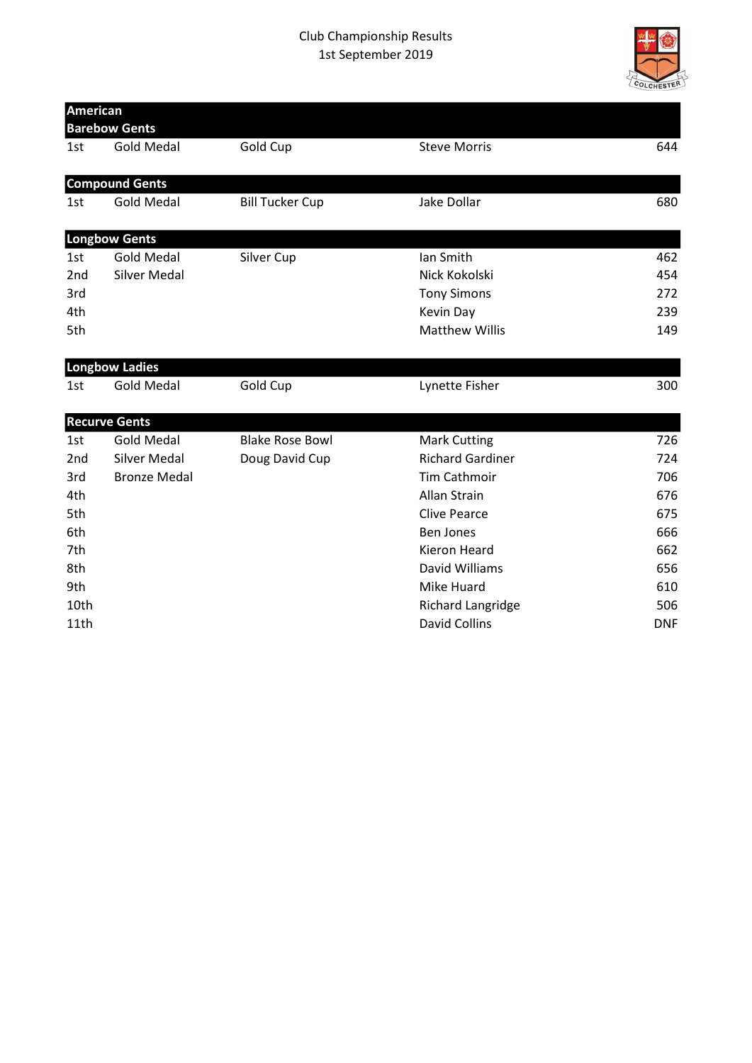Club Championship Results

1st September 2019

| American Barebow Gents | | | | |
|---|---|---|---|---|
| 1st | Gold Medal | Gold Cup | Steve Morris | 644 |

| Compound Gents | | | | |
|---|---|---|---|---|
| 1st | Gold Medal | Bill Tucker Cup | Jake Dollar | 680 |

| Longbow Gents | | | | |
|---|---|---|---|---|
| 1st | Gold Medal | Silver Cup | Ian Smith | 462 |
| 2nd | Silver Medal | | Nick Kokolski | 454 |
| 3rd | | | Tony Simons | 272 |
| 4th | | | Kevin Day | 239 |
| 5th | | | Matthew Willis | 149 |

| Longbow Ladies | | | | |
|---|---|---|---|---|
| 1st | Gold Medal | Gold Cup | Lynette Fisher | 300 |

| Recurve Gents | | | | |
|---|---|---|---|---|
| 1st | Gold Medal | Blake Rose Bowl | Mark Cutting | 726 |
| 2nd | Silver Medal | Doug David Cup | Richard Gardiner | 724 |
| 3rd | Bronze Medal | | Tim Cathmoir | 706 |
| 4th | | | Allan Strain | 676 |
| 5th | | | Clive Pearce | 675 |
| 6th | | | Ben Jones | 666 |
| 7th | | | Kieron Heard | 662 |
| 8th | | | David Williams | 656 |
| 9th | | | Mike Huard | 610 |
| 10th | | | Richard Langridge | 506 |
| 11th | | | David Collins | DNF |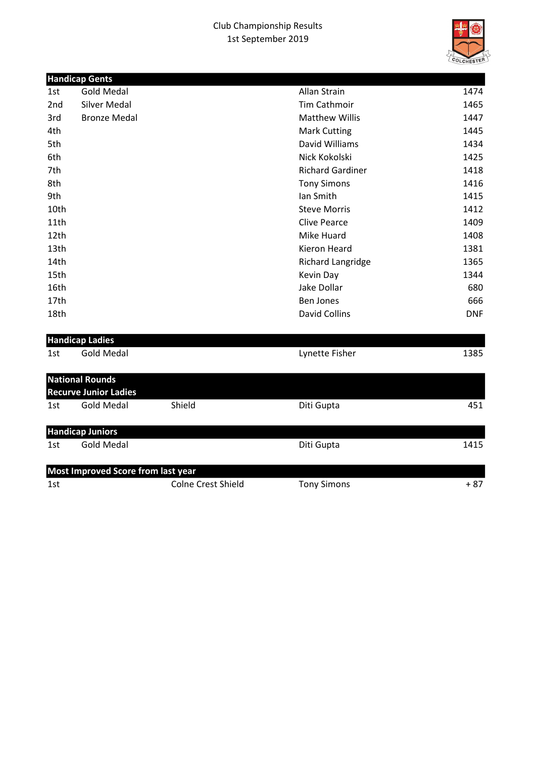Club Championship Results
1st September 2019

| Handicap Gents | | | | |
|---|---|---|---|---|
| 1st | Gold Medal | | Allan Strain | 1474 |
| 2nd | Silver Medal | | Tim Cathmoir | 1465 |
| 3rd | Bronze Medal | | Matthew Willis | 1447 |
| 4th | | | Mark Cutting | 1445 |
| 5th | | | David Williams | 1434 |
| 6th | | | Nick Kokolski | 1425 |
| 7th | | | Richard Gardiner | 1418 |
| 8th | | | Tony Simons | 1416 |
| 9th | | | Ian Smith | 1415 |
| 10th | | | Steve Morris | 1412 |
| 11th | | | Clive Pearce | 1409 |
| 12th | | | Mike Huard | 1408 |
| 13th | | | Kieron Heard | 1381 |
| 14th | | | Richard Langridge | 1365 |
| 15th | | | Kevin Day | 1344 |
| 16th | | | Jake Dollar | 680 |
| 17th | | | Ben Jones | 666 |
| 18th | | | David Collins | DNF |

| Handicap Ladies | | | | |
|---|---|---|---|---|
| 1st | Gold Medal | | Lynette Fisher | 1385 |

| National Rounds<br>Recurve Junior Ladies | | | | |
|---|---|---|---|---|
| 1st | Gold Medal | Shield | Diti Gupta | 451 |

| Handicap Juniors | | | | |
|---|---|---|---|---|
| 1st | Gold Medal | | Diti Gupta | 1415 |

| Most Improved Score from last year | | | | |
|---|---|---|---|---|
| 1st | | Colne Crest Shield | Tony Simons | + 87 |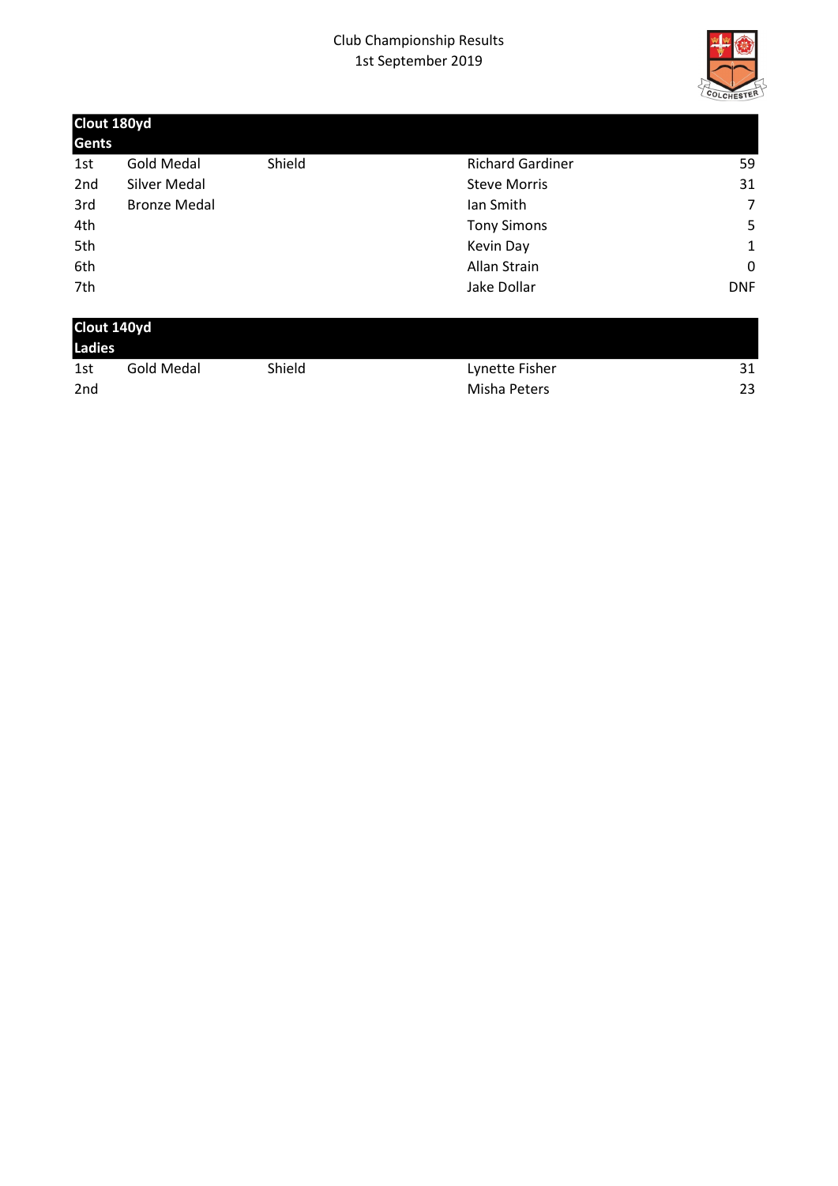Club Championship Results
1st September 2019

| Clout 180yd Gents | | | | |
|---|---|---|---|---|
| 1st | Gold Medal | Shield | Richard Gardiner | 59 |
| 2nd | Silver Medal | | Steve Morris | 31 |
| 3rd | Bronze Medal | | Ian Smith | 7 |
| 4th | | | Tony Simons | 5 |
| 5th | | | Kevin Day | 1 |
| 6th | | | Allan Strain | 0 |
| 7th | | | Jake Dollar | DNF |

| Clout 140yd Ladies | | | | |
|---|---|---|---|---|
| 1st | Gold Medal | Shield | Lynette Fisher | 31 |
| 2nd | | | Misha Peters | 23 |